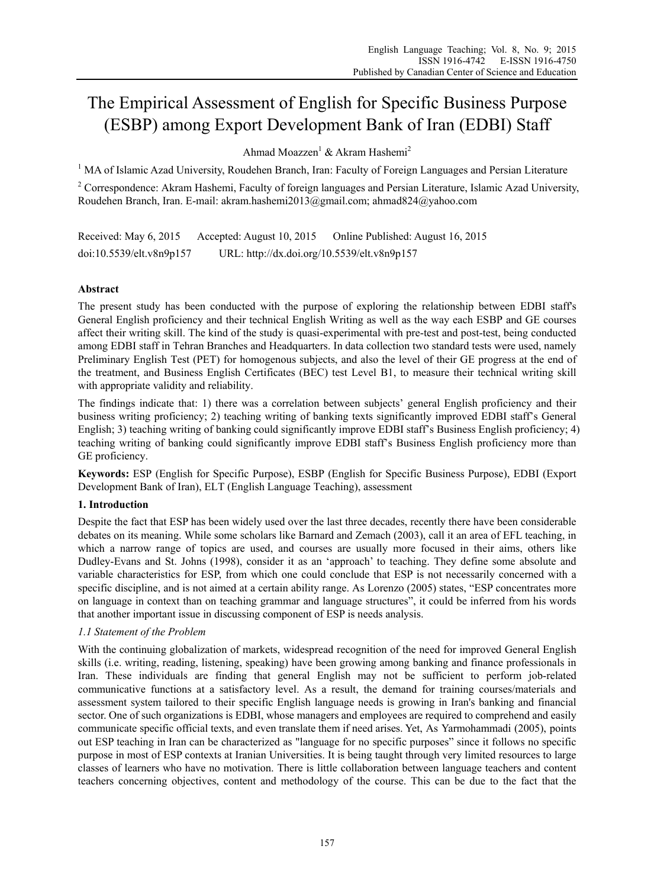# The Empirical Assessment of English for Specific Business Purpose (ESBP) among Export Development Bank of Iran (EDBI) Staff

Ahmad Moazzen[1] & Akram Hashemi[2]

[1] MA of Islamic Azad University, Roudehen Branch, Iran: Faculty of Foreign Languages and Persian Literature

[2] Correspondence: Akram Hashemi, Faculty of foreign languages and Persian Literature, Islamic Azad University, Roudehen Branch, Iran. E-mail: akram.hashemi2013@gmail.com; ahmad824@yahoo.com

Received: May 6, 2015 Accepted: August 10, 2015 Online Published: August 16, 2015

doi:10.5539/elt.v8n9p157 URL: http://dx.doi.org/10.5539/elt.v8n9p157

## Abstract

The present study has been conducted with the purpose of exploring the relationship between EDBI staff's General English proficiency and their technical English Writing as well as the way each ESBP and GE courses affect their writing skill. The kind of the study is quasi-experimental with pre-test and post-test, being conducted among EDBI staff in Tehran Branches and Headquarters. In data collection two standard tests were used, namely Preliminary English Test (PET) for homogenous subjects, and also the level of their GE progress at the end of the treatment, and Business English Certificates (BEC) test Level B1, to measure their technical writing skill with appropriate validity and reliability.

The findings indicate that: 1) there was a correlation between subjects' general English proficiency and their business writing proficiency; 2) teaching writing of banking texts significantly improved EDBI staff's General English; 3) teaching writing of banking could significantly improve EDBI staff's Business English proficiency; 4) teaching writing of banking could significantly improve EDBI staff's Business English proficiency more than GE proficiency.

**Keywords:** ESP (English for Specific Purpose), ESBP (English for Specific Business Purpose), EDBI (Export Development Bank of Iran), ELT (English Language Teaching), assessment

## 1. Introduction

Despite the fact that ESP has been widely used over the last three decades, recently there have been considerable debates on its meaning. While some scholars like Barnard and Zemach (2003), call it an area of EFL teaching, in which a narrow range of topics are used, and courses are usually more focused in their aims, others like Dudley-Evans and St. Johns (1998), consider it as an 'approach' to teaching. They define some absolute and variable characteristics for ESP, from which one could conclude that ESP is not necessarily concerned with a specific discipline, and is not aimed at a certain ability range. As Lorenzo (2005) states, "ESP concentrates more on language in context than on teaching grammar and language structures", it could be inferred from his words that another important issue in discussing component of ESP is needs analysis.

### *1.1 Statement of the Problem*

With the continuing globalization of markets, widespread recognition of the need for improved General English skills (i.e. writing, reading, listening, speaking) have been growing among banking and finance professionals in Iran. These individuals are finding that general English may not be sufficient to perform job-related communicative functions at a satisfactory level. As a result, the demand for training courses/materials and assessment system tailored to their specific English language needs is growing in Iran's banking and financial sector. One of such organizations is EDBI, whose managers and employees are required to comprehend and easily communicate specific official texts, and even translate them if need arises. Yet, As Yarmohammadi (2005), points out ESP teaching in Iran can be characterized as "language for no specific purposes" since it follows no specific purpose in most of ESP contexts at Iranian Universities. It is being taught through very limited resources to large classes of learners who have no motivation. There is little collaboration between language teachers and content teachers concerning objectives, content and methodology of the course. This can be due to the fact that the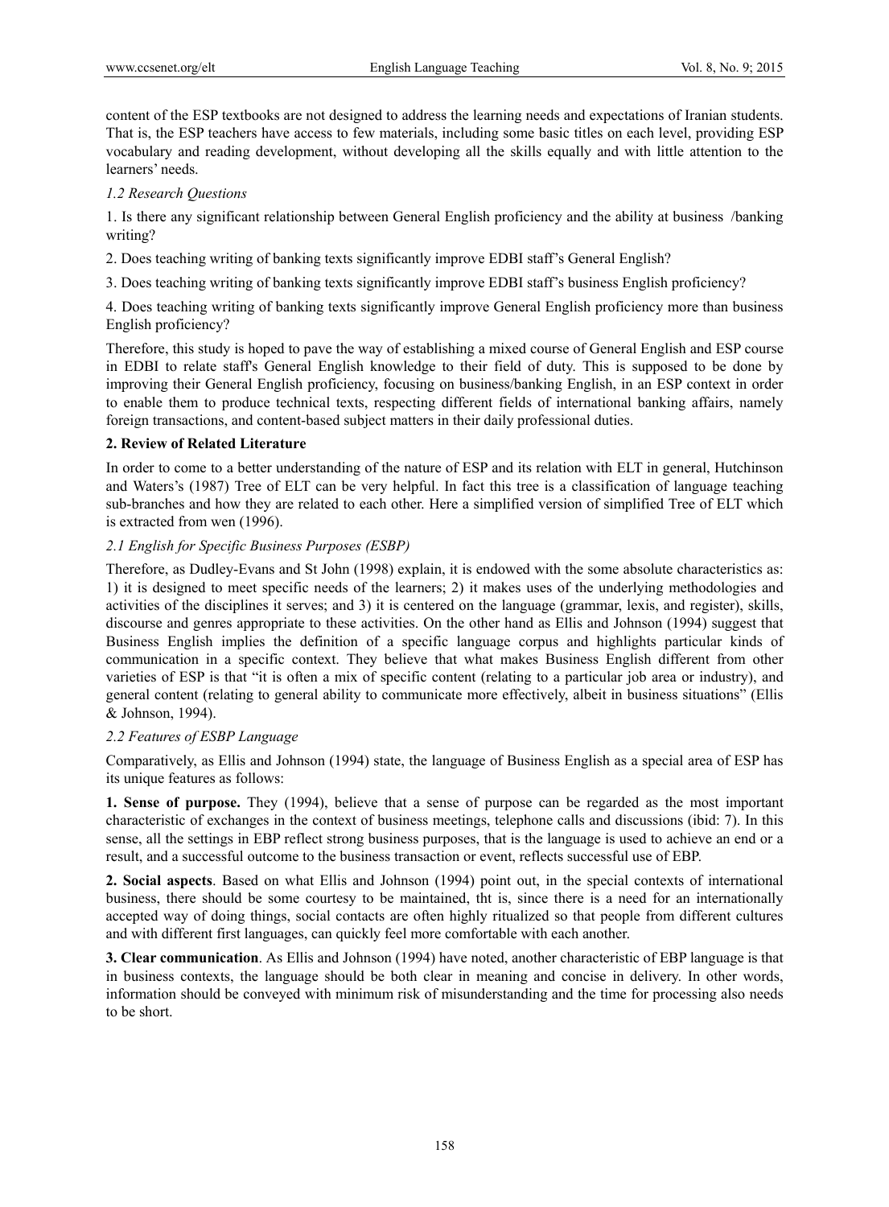content of the ESP textbooks are not designed to address the learning needs and expectations of Iranian students. That is, the ESP teachers have access to few materials, including some basic titles on each level, providing ESP vocabulary and reading development, without developing all the skills equally and with little attention to the learners' needs.

### *1.2 Research Questions*

1. Is there any significant relationship between General English proficiency and the ability at business /banking writing?

2. Does teaching writing of banking texts significantly improve EDBI staff's General English?

3. Does teaching writing of banking texts significantly improve EDBI staff's business English proficiency?

4. Does teaching writing of banking texts significantly improve General English proficiency more than business English proficiency?

Therefore, this study is hoped to pave the way of establishing a mixed course of General English and ESP course in EDBI to relate staff's General English knowledge to their field of duty. This is supposed to be done by improving their General English proficiency, focusing on business/banking English, in an ESP context in order to enable them to produce technical texts, respecting different fields of international banking affairs, namely foreign transactions, and content-based subject matters in their daily professional duties.

## **2. Review of Related Literature**

In order to come to a better understanding of the nature of ESP and its relation with ELT in general, Hutchinson and Waters's (1987) Tree of ELT can be very helpful. In fact this tree is a classification of language teaching sub-branches and how they are related to each other. Here a simplified version of simplified Tree of ELT which is extracted from wen (1996).

### *2.1 English for Specific Business Purposes (ESBP)*

Therefore, as Dudley-Evans and St John (1998) explain, it is endowed with the some absolute characteristics as: 1) it is designed to meet specific needs of the learners; 2) it makes uses of the underlying methodologies and activities of the disciplines it serves; and 3) it is centered on the language (grammar, lexis, and register), skills, discourse and genres appropriate to these activities. On the other hand as Ellis and Johnson (1994) suggest that Business English implies the definition of a specific language corpus and highlights particular kinds of communication in a specific context. They believe that what makes Business English different from other varieties of ESP is that "it is often a mix of specific content (relating to a particular job area or industry), and general content (relating to general ability to communicate more effectively, albeit in business situations" (Ellis & Johnson, 1994).

### *2.2 Features of ESBP Language*

Comparatively, as Ellis and Johnson (1994) state, the language of Business English as a special area of ESP has its unique features as follows:

**1. Sense of purpose.** They (1994), believe that a sense of purpose can be regarded as the most important characteristic of exchanges in the context of business meetings, telephone calls and discussions (ibid: 7). In this sense, all the settings in EBP reflect strong business purposes, that is the language is used to achieve an end or a result, and a successful outcome to the business transaction or event, reflects successful use of EBP.

**2. Social aspects**. Based on what Ellis and Johnson (1994) point out, in the special contexts of international business, there should be some courtesy to be maintained, tht is, since there is a need for an internationally accepted way of doing things, social contacts are often highly ritualized so that people from different cultures and with different first languages, can quickly feel more comfortable with each another.

**3. Clear communication**. As Ellis and Johnson (1994) have noted, another characteristic of EBP language is that in business contexts, the language should be both clear in meaning and concise in delivery. In other words, information should be conveyed with minimum risk of misunderstanding and the time for processing also needs to be short.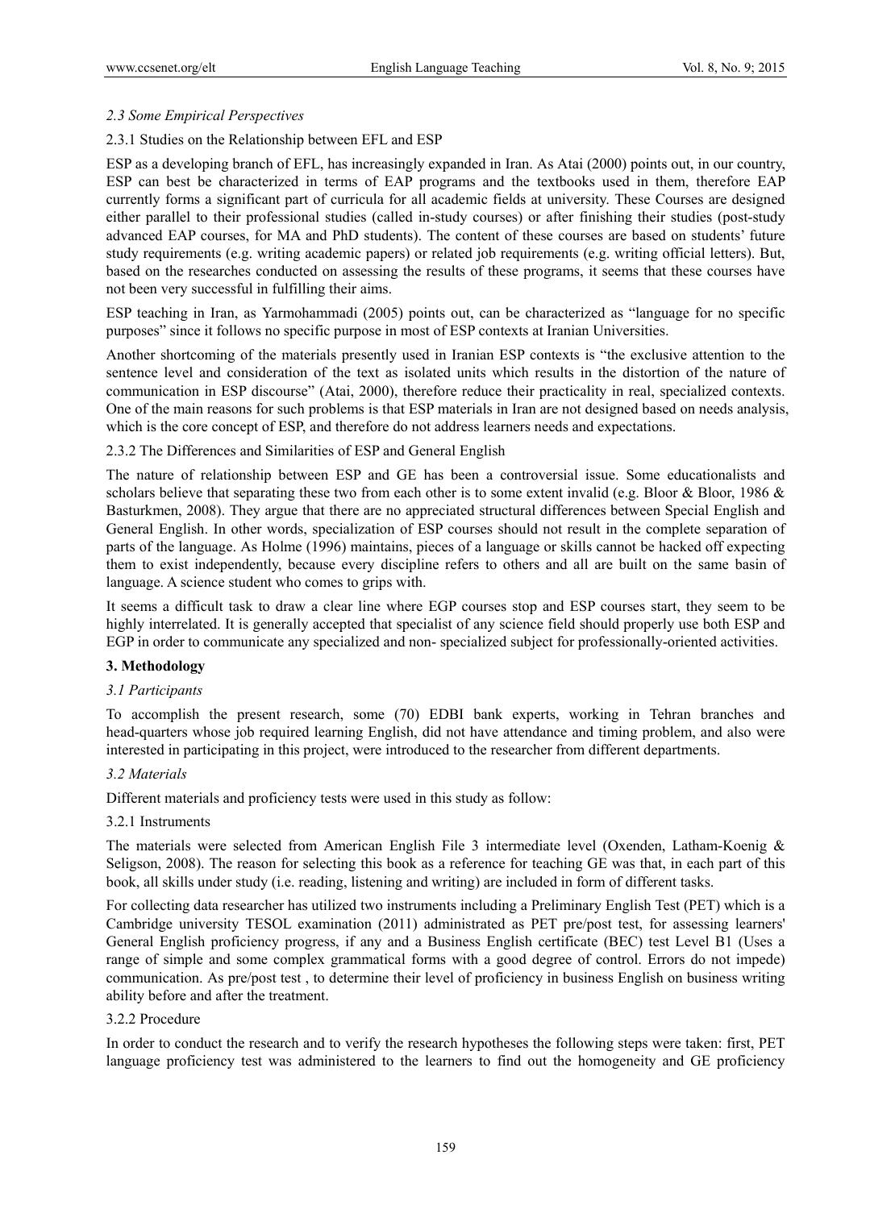### *2.3 Some Empirical Perspectives*

#### 2.3.1 Studies on the Relationship between EFL and ESP

ESP as a developing branch of EFL, has increasingly expanded in Iran. As Atai (2000) points out, in our country, ESP can best be characterized in terms of EAP programs and the textbooks used in them, therefore EAP currently forms a significant part of curricula for all academic fields at university. These Courses are designed either parallel to their professional studies (called in-study courses) or after finishing their studies (post-study advanced EAP courses, for MA and PhD students). The content of these courses are based on students' future study requirements (e.g. writing academic papers) or related job requirements (e.g. writing official letters). But, based on the researches conducted on assessing the results of these programs, it seems that these courses have not been very successful in fulfilling their aims.

ESP teaching in Iran, as Yarmohammadi (2005) points out, can be characterized as "language for no specific purposes" since it follows no specific purpose in most of ESP contexts at Iranian Universities.

Another shortcoming of the materials presently used in Iranian ESP contexts is "the exclusive attention to the sentence level and consideration of the text as isolated units which results in the distortion of the nature of communication in ESP discourse" (Atai, 2000), therefore reduce their practicality in real, specialized contexts. One of the main reasons for such problems is that ESP materials in Iran are not designed based on needs analysis, which is the core concept of ESP, and therefore do not address learners needs and expectations.

#### 2.3.2 The Differences and Similarities of ESP and General English

The nature of relationship between ESP and GE has been a controversial issue. Some educationalists and scholars believe that separating these two from each other is to some extent invalid (e.g. Bloor & Bloor, 1986 & Basturkmen, 2008). They argue that there are no appreciated structural differences between Special English and General English. In other words, specialization of ESP courses should not result in the complete separation of parts of the language. As Holme (1996) maintains, pieces of a language or skills cannot be hacked off expecting them to exist independently, because every discipline refers to others and all are built on the same basin of language. A science student who comes to grips with.

It seems a difficult task to draw a clear line where EGP courses stop and ESP courses start, they seem to be highly interrelated. It is generally accepted that specialist of any science field should properly use both ESP and EGP in order to communicate any specialized and non- specialized subject for professionally-oriented activities.

## 3. Methodology

### *3.1 Participants*

To accomplish the present research, some (70) EDBI bank experts, working in Tehran branches and head-quarters whose job required learning English, did not have attendance and timing problem, and also were interested in participating in this project, were introduced to the researcher from different departments.

### *3.2 Materials*

Different materials and proficiency tests were used in this study as follow:

#### 3.2.1 Instruments

The materials were selected from American English File 3 intermediate level (Oxenden, Latham-Koenig & Seligson, 2008). The reason for selecting this book as a reference for teaching GE was that, in each part of this book, all skills under study (i.e. reading, listening and writing) are included in form of different tasks.

For collecting data researcher has utilized two instruments including a Preliminary English Test (PET) which is a Cambridge university TESOL examination (2011) administrated as PET pre/post test, for assessing learners' General English proficiency progress, if any and a Business English certificate (BEC) test Level B1 (Uses a range of simple and some complex grammatical forms with a good degree of control. Errors do not impede) communication. As pre/post test , to determine their level of proficiency in business English on business writing ability before and after the treatment.

#### 3.2.2 Procedure

In order to conduct the research and to verify the research hypotheses the following steps were taken: first, PET language proficiency test was administered to the learners to find out the homogeneity and GE proficiency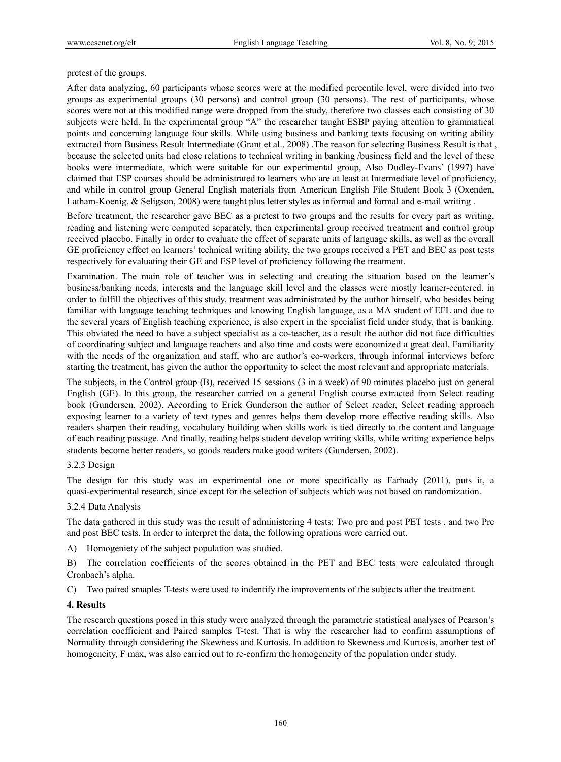pretest of the groups.

After data analyzing, 60 participants whose scores were at the modified percentile level, were divided into two groups as experimental groups (30 persons) and control group (30 persons). The rest of participants, whose scores were not at this modified range were dropped from the study, therefore two classes each consisting of 30 subjects were held. In the experimental group "A" the researcher taught ESBP paying attention to grammatical points and concerning language four skills. While using business and banking texts focusing on writing ability extracted from Business Result Intermediate (Grant et al., 2008) .The reason for selecting Business Result is that , because the selected units had close relations to technical writing in banking /business field and the level of these books were intermediate, which were suitable for our experimental group, Also Dudley-Evans' (1997) have claimed that ESP courses should be administrated to learners who are at least at Intermediate level of proficiency, and while in control group General English materials from American English File Student Book 3 (Oxenden, Latham-Koenig, & Seligson, 2008) were taught plus letter styles as informal and formal and e-mail writing .

Before treatment, the researcher gave BEC as a pretest to two groups and the results for every part as writing, reading and listening were computed separately, then experimental group received treatment and control group received placebo. Finally in order to evaluate the effect of separate units of language skills, as well as the overall GE proficiency effect on learners' technical writing ability, the two groups received a PET and BEC as post tests respectively for evaluating their GE and ESP level of proficiency following the treatment.

Examination. The main role of teacher was in selecting and creating the situation based on the learner's business/banking needs, interests and the language skill level and the classes were mostly learner-centered. in order to fulfill the objectives of this study, treatment was administrated by the author himself, who besides being familiar with language teaching techniques and knowing English language, as a MA student of EFL and due to the several years of English teaching experience, is also expert in the specialist field under study, that is banking. This obviated the need to have a subject specialist as a co-teacher, as a result the author did not face difficulties of coordinating subject and language teachers and also time and costs were economized a great deal. Familiarity with the needs of the organization and staff, who are author's co-workers, through informal interviews before starting the treatment, has given the author the opportunity to select the most relevant and appropriate materials.

The subjects, in the Control group (B), received 15 sessions (3 in a week) of 90 minutes placebo just on general English (GE). In this group, the researcher carried on a general English course extracted from Select reading book (Gundersen, 2002). According to Erick Gunderson the author of Select reader, Select reading approach exposing learner to a variety of text types and genres helps them develop more effective reading skills. Also readers sharpen their reading, vocabulary building when skills work is tied directly to the content and language of each reading passage. And finally, reading helps student develop writing skills, while writing experience helps students become better readers, so goods readers make good writers (Gundersen, 2002).

### 3.2.3 Design

The design for this study was an experimental one or more specifically as Farhady (2011), puts it, a quasi-experimental research, since except for the selection of subjects which was not based on randomization.

### 3.2.4 Data Analysis

The data gathered in this study was the result of administering 4 tests; Two pre and post PET tests , and two Pre and post BEC tests. In order to interpret the data, the following oprations were carried out.

A) Homogeniety of the subject population was studied.

B) The correlation coefficients of the scores obtained in the PET and BEC tests were calculated through Cronbach's alpha.

C) Two paired smaples T-tests were used to indentify the improvements of the subjects after the treatment.

## 4. Results

The research questions posed in this study were analyzed through the parametric statistical analyses of Pearson's correlation coefficient and Paired samples T-test. That is why the researcher had to confirm assumptions of Normality through considering the Skewness and Kurtosis. In addition to Skewness and Kurtosis, another test of homogeneity, F max, was also carried out to re-confirm the homogeneity of the population under study.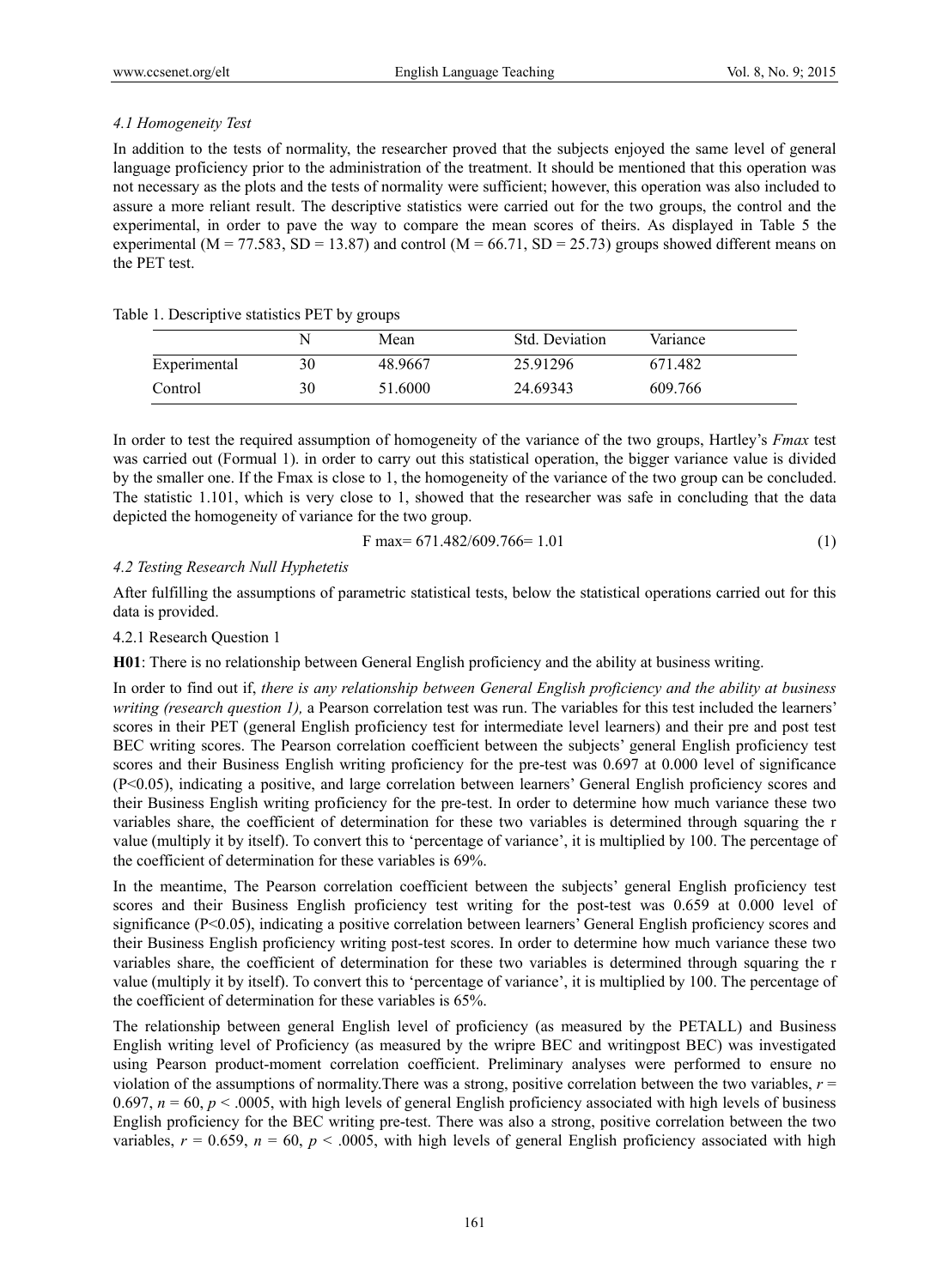### *4.1 Homogeneity Test*

In addition to the tests of normality, the researcher proved that the subjects enjoyed the same level of general language proficiency prior to the administration of the treatment. It should be mentioned that this operation was not necessary as the plots and the tests of normality were sufficient; however, this operation was also included to assure a more reliant result. The descriptive statistics were carried out for the two groups, the control and the experimental, in order to pave the way to compare the mean scores of theirs. As displayed in Table 5 the experimental (M = 77.583, SD = 13.87) and control (M = 66.71, SD = 25.73) groups showed different means on the PET test.

Table 1. Descriptive statistics PET by groups

| | N | Mean | Std. Deviation | Variance |
|---|---|---|---|---|
| Experimental | 30 | 48.9667 | 25.91296 | 671.482 |
| Control | 30 | 51.6000 | 24.69343 | 609.766 |

In order to test the required assumption of homogeneity of the variance of the two groups, Hartley's *Fmax* test was carried out (Formual 1). in order to carry out this statistical operation, the bigger variance value is divided by the smaller one. If the Fmax is close to 1, the homogeneity of the variance of the two group can be concluded. The statistic 1.101, which is very close to 1, showed that the researcher was safe in concluding that the data depicted the homogeneity of variance for the two group.

$$F\ max = 671.482/609.766 = 1.01 \quad (1)$$

### *4.2 Testing Research Null Hyphetetis*

After fulfilling the assumptions of parametric statistical tests, below the statistical operations carried out for this data is provided.

#### 4.2.1 Research Question 1

**H01**: There is no relationship between General English proficiency and the ability at business writing.

In order to find out if, *there is any relationship between General English proficiency and the ability at business writing (research question 1),* a Pearson correlation test was run. The variables for this test included the learners' scores in their PET (general English proficiency test for intermediate level learners) and their pre and post test BEC writing scores. The Pearson correlation coefficient between the subjects' general English proficiency test scores and their Business English writing proficiency for the pre-test was 0.697 at 0.000 level of significance (P<0.05), indicating a positive, and large correlation between learners' General English proficiency scores and their Business English writing proficiency for the pre-test. In order to determine how much variance these two variables share, the coefficient of determination for these two variables is determined through squaring the r value (multiply it by itself). To convert this to 'percentage of variance', it is multiplied by 100. The percentage of the coefficient of determination for these variables is 69%.

In the meantime, The Pearson correlation coefficient between the subjects' general English proficiency test scores and their Business English proficiency test writing for the post-test was 0.659 at 0.000 level of significance (P<0.05), indicating a positive correlation between learners' General English proficiency scores and their Business English proficiency writing post-test scores. In order to determine how much variance these two variables share, the coefficient of determination for these two variables is determined through squaring the r value (multiply it by itself). To convert this to 'percentage of variance', it is multiplied by 100. The percentage of the coefficient of determination for these variables is 65%.

The relationship between general English level of proficiency (as measured by the PETALL) and Business English writing level of Proficiency (as measured by the wripre BEC and writingpost BEC) was investigated using Pearson product-moment correlation coefficient. Preliminary analyses were performed to ensure no violation of the assumptions of normality.There was a strong, positive correlation between the two variables, $r = 0.697$, $n = 60$, $p < .0005$, with high levels of general English proficiency associated with high levels of business English proficiency for the BEC writing pre-test. There was also a strong, positive correlation between the two variables, $r = 0.659$, $n = 60$, $p < .0005$, with high levels of general English proficiency associated with high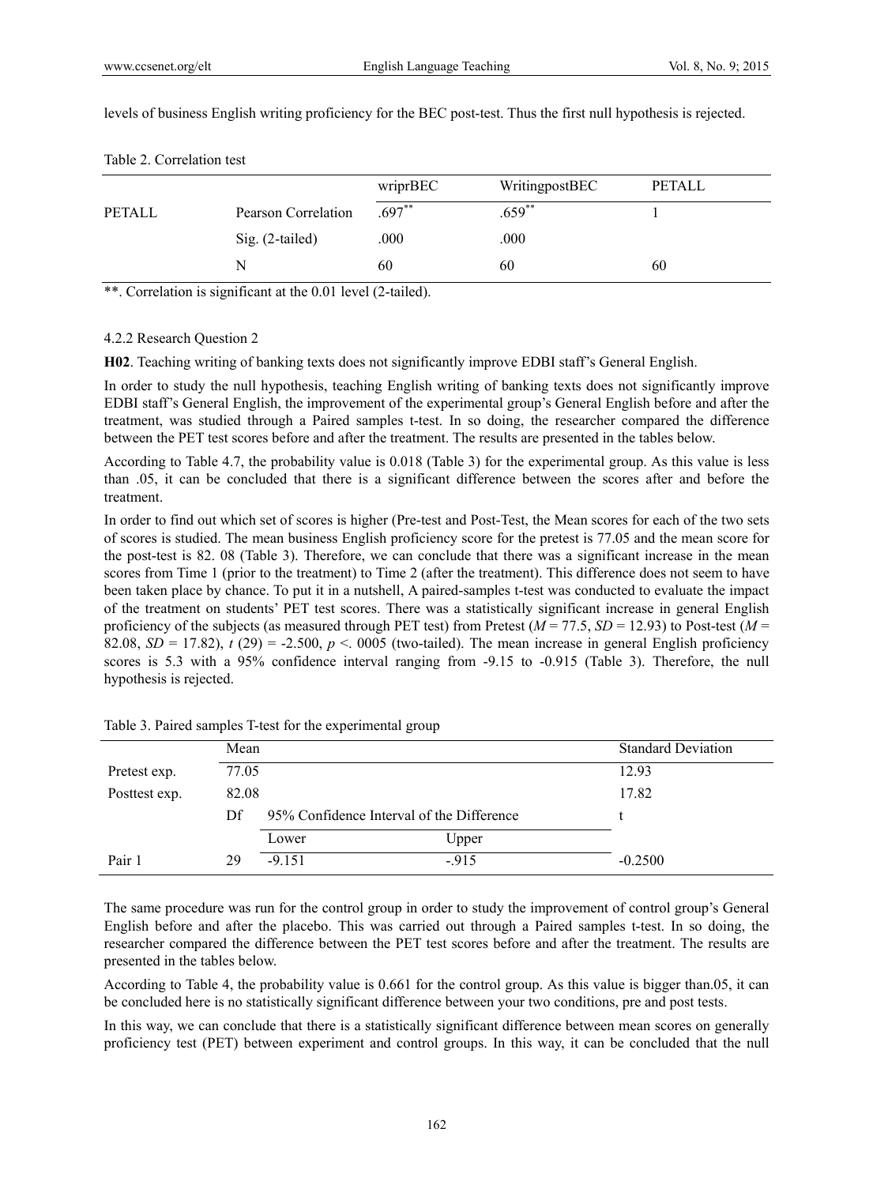levels of business English writing proficiency for the BEC post-test. Thus the first null hypothesis is rejected.

Table 2. Correlation test

| | | wriprBEC | WritingpostBEC | PETALL |
|---|---|---|---|---|
| PETALL | Pearson Correlation | .697** | .659** | 1 |
| | Sig. (2-tailed) | .000 | .000 | |
| | N | 60 | 60 | 60 |

**. Correlation is significant at the 0.01 level (2-tailed).

#### 4.2.2 Research Question 2

**H02**. Teaching writing of banking texts does not significantly improve EDBI staff's General English.

In order to study the null hypothesis, teaching English writing of banking texts does not significantly improve EDBI staff's General English, the improvement of the experimental group's General English before and after the treatment, was studied through a Paired samples t-test. In so doing, the researcher compared the difference between the PET test scores before and after the treatment. The results are presented in the tables below.

According to Table 4.7, the probability value is 0.018 (Table 3) for the experimental group. As this value is less than .05, it can be concluded that there is a significant difference between the scores after and before the treatment.

In order to find out which set of scores is higher (Pre-test and Post-Test, the Mean scores for each of the two sets of scores is studied. The mean business English proficiency score for the pretest is 77.05 and the mean score for the post-test is 82. 08 (Table 3). Therefore, we can conclude that there was a significant increase in the mean scores from Time 1 (prior to the treatment) to Time 2 (after the treatment). This difference does not seem to have been taken place by chance. To put it in a nutshell, A paired-samples t-test was conducted to evaluate the impact of the treatment on students' PET test scores. There was a statistically significant increase in general English proficiency of the subjects (as measured through PET test) from Pretest ($M$ = 77.5, $SD$ = 12.93) to Post-test ($M$ = 82.08, $SD$ = 17.82), $t$ (29) = -2.500, $p$ <. 0005 (two-tailed). The mean increase in general English proficiency scores is 5.3 with a 95% confidence interval ranging from -9.15 to -0.915 (Table 3). Therefore, the null hypothesis is rejected.

Table 3. Paired samples T-test for the experimental group

| | Mean | | | Standard Deviation |
|---|---|---|---|---|
| Pretest exp. | 77.05 | | | 12.93 |
| Posttest exp. | 82.08 | | | 17.82 |
| | Df | 95% Confidence Interval of the Difference | | t |
| | | Lower | Upper | |
| Pair 1 | 29 | -9.151 | -.915 | -0.2500 |

The same procedure was run for the control group in order to study the improvement of control group's General English before and after the placebo. This was carried out through a Paired samples t-test. In so doing, the researcher compared the difference between the PET test scores before and after the treatment. The results are presented in the tables below.

According to Table 4, the probability value is 0.661 for the control group. As this value is bigger than.05, it can be concluded here is no statistically significant difference between your two conditions, pre and post tests.

In this way, we can conclude that there is a statistically significant difference between mean scores on generally proficiency test (PET) between experiment and control groups. In this way, it can be concluded that the null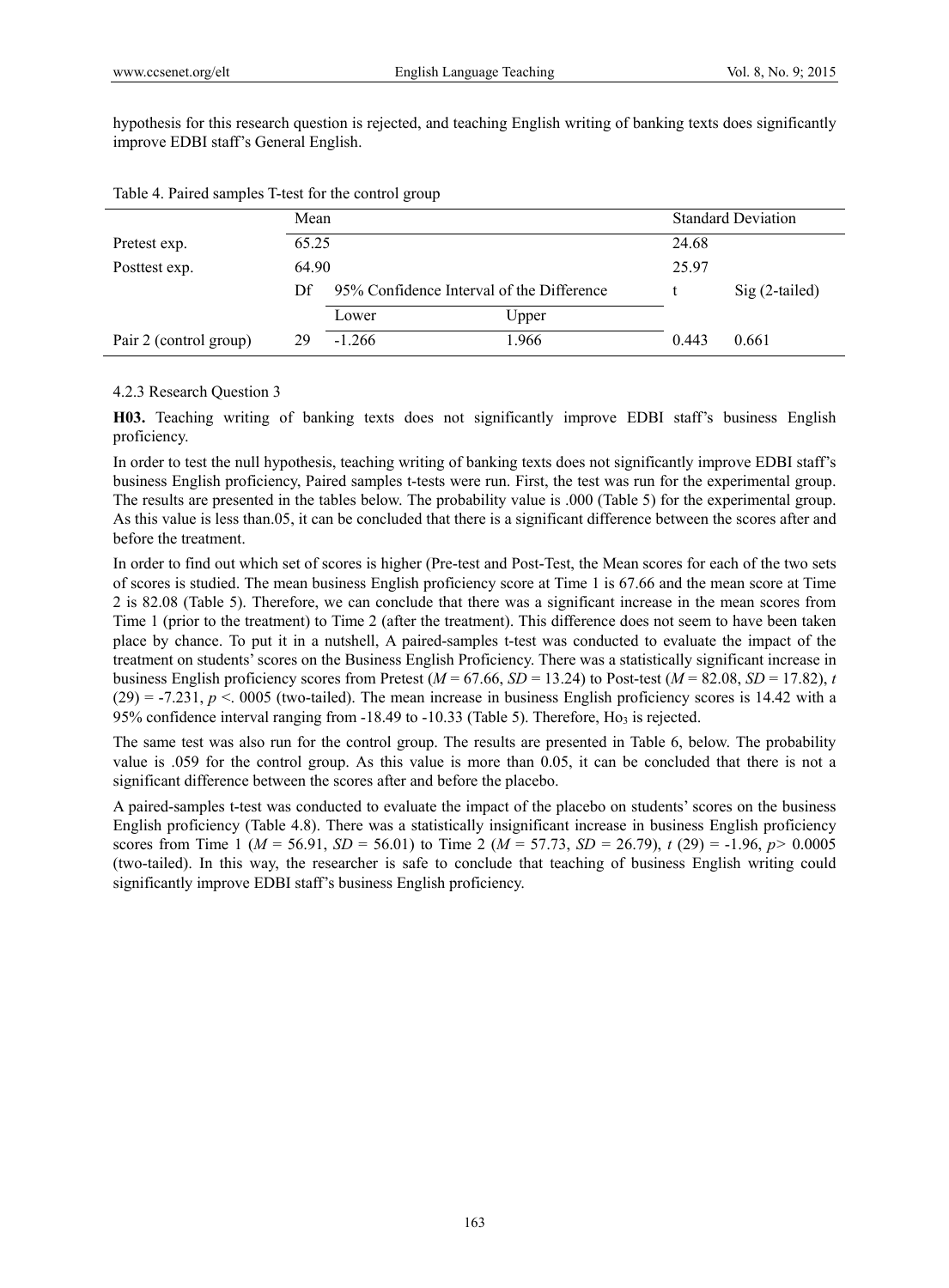hypothesis for this research question is rejected, and teaching English writing of banking texts does significantly improve EDBI staff's General English.

Table 4. Paired samples T-test for the control group

| | Mean | | | Standard Deviation | |
|---|---|---|---|---|---|
| Pretest exp. | 65.25 | | | 24.68 | |
| Posttest exp. | 64.90 | | | 25.97 | |
| | Df | 95% Confidence Interval of the Difference | | t | Sig (2-tailed) |
| | | Lower | Upper | | |
| Pair 2 (control group) | 29 | -1.266 | 1.966 | 0.443 | 0.661 |

#### 4.2.3 Research Question 3

**H03.** Teaching writing of banking texts does not significantly improve EDBI staff's business English proficiency.

In order to test the null hypothesis, teaching writing of banking texts does not significantly improve EDBI staff's business English proficiency, Paired samples t-tests were run. First, the test was run for the experimental group. The results are presented in the tables below. The probability value is .000 (Table 5) for the experimental group. As this value is less than.05, it can be concluded that there is a significant difference between the scores after and before the treatment.

In order to find out which set of scores is higher (Pre-test and Post-Test, the Mean scores for each of the two sets of scores is studied. The mean business English proficiency score at Time 1 is 67.66 and the mean score at Time 2 is 82.08 (Table 5). Therefore, we can conclude that there was a significant increase in the mean scores from Time 1 (prior to the treatment) to Time 2 (after the treatment). This difference does not seem to have been taken place by chance. To put it in a nutshell, A paired-samples t-test was conducted to evaluate the impact of the treatment on students' scores on the Business English Proficiency. There was a statistically significant increase in business English proficiency scores from Pretest ($M$ = 67.66, $SD$ = 13.24) to Post-test ($M$ = 82.08, $SD$ = 17.82), $t$ (29) = -7.231, $p$ <. 0005 (two-tailed). The mean increase in business English proficiency scores is 14.42 with a 95% confidence interval ranging from -18.49 to -10.33 (Table 5). Therefore, $Ho_3$ is rejected.

The same test was also run for the control group. The results are presented in Table 6, below. The probability value is .059 for the control group. As this value is more than 0.05, it can be concluded that there is not a significant difference between the scores after and before the placebo.

A paired-samples t-test was conducted to evaluate the impact of the placebo on students' scores on the business English proficiency (Table 4.8). There was a statistically insignificant increase in business English proficiency scores from Time 1 ($M$ = 56.91, $SD$ = 56.01) to Time 2 ($M$ = 57.73, $SD$ = 26.79), $t$ (29) = -1.96, $p$> 0.0005 (two-tailed). In this way, the researcher is safe to conclude that teaching of business English writing could significantly improve EDBI staff's business English proficiency.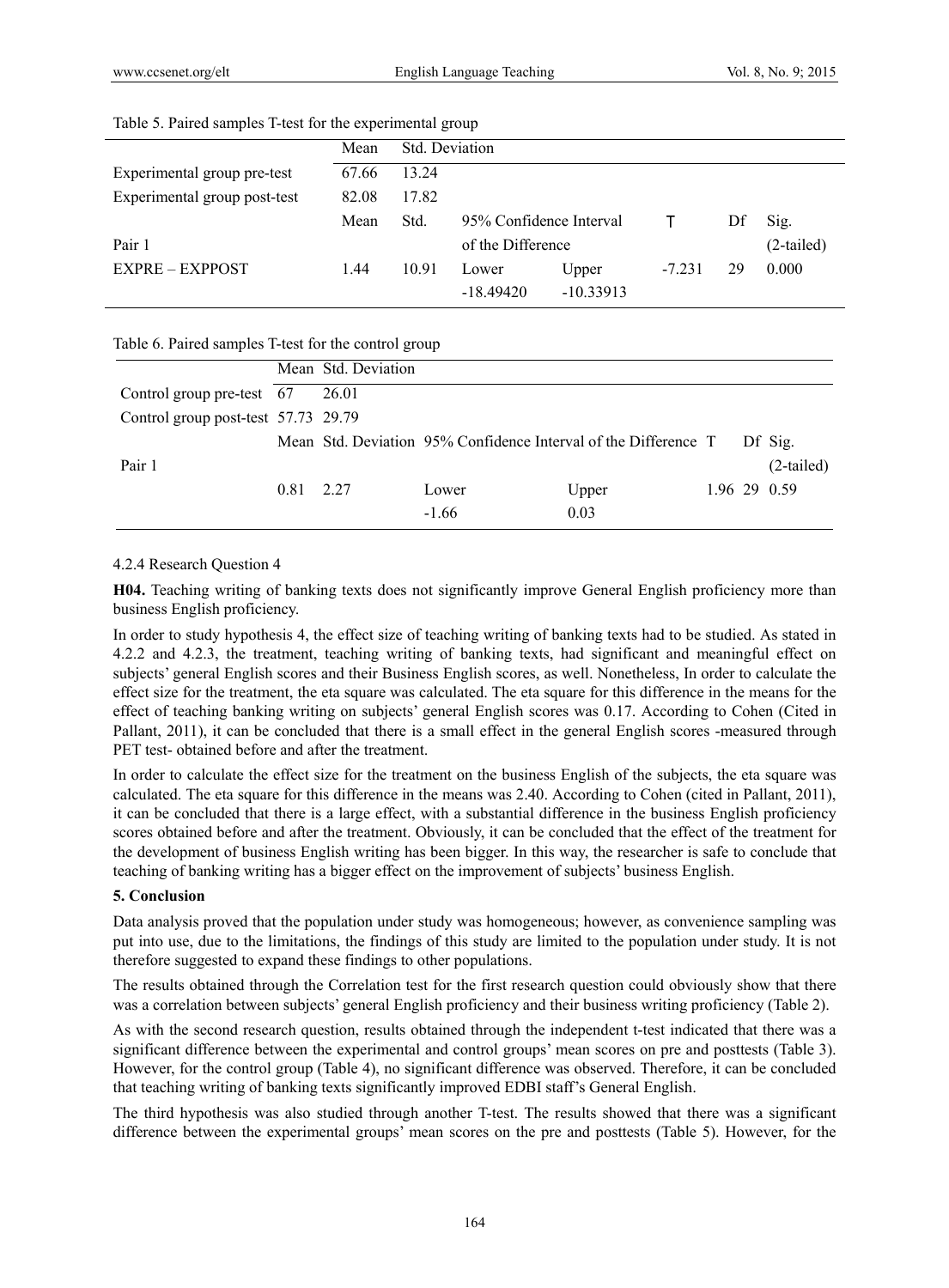Table 5. Paired samples T-test for the experimental group

| | Mean | Std. Deviation | | | | | |
|---|---|---|---|---|---|---|---|
| Experimental group pre-test | 67.66 | 13.24 | | | | | |
| Experimental group post-test | 82.08 | 17.82 | | | | | |
| | Mean | Std. | 95% Confidence Interval | | T | Df | Sig. |
| Pair 1 | | | of the Difference | | | | (2-tailed) |
| EXPRE – EXPPOST | 1.44 | 10.91 | Lower | Upper | -7.231 | 29 | 0.000 |
| | | | -18.49420 | -10.33913 | | | |

Table 6. Paired samples T-test for the control group

| | Mean | Std. Deviation | 95% Confidence Interval of the Difference | | T | Df | Sig. |
|---|---|---|---|---|---|---|---|
| Control group pre-test | 67 | 26.01 | | | | | |
| Control group post-test | 57.73 | 29.79 | | | | | |
| | Mean | Std. Deviation | 95% Confidence Interval of the Difference | | T | Df | Sig. |
| Pair 1 | | | | | | | (2-tailed) |
| | 0.81 | 2.27 | Lower | Upper | 1.96 | 29 | 0.59 |
| | | | -1.66 | 0.03 | | | |

4.2.4 Research Question 4

**H04.** Teaching writing of banking texts does not significantly improve General English proficiency more than business English proficiency.

In order to study hypothesis 4, the effect size of teaching writing of banking texts had to be studied. As stated in 4.2.2 and 4.2.3, the treatment, teaching writing of banking texts, had significant and meaningful effect on subjects' general English scores and their Business English scores, as well. Nonetheless, In order to calculate the effect size for the treatment, the eta square was calculated. The eta square for this difference in the means for the effect of teaching banking writing on subjects' general English scores was 0.17. According to Cohen (Cited in Pallant, 2011), it can be concluded that there is a small effect in the general English scores -measured through PET test- obtained before and after the treatment.

In order to calculate the effect size for the treatment on the business English of the subjects, the eta square was calculated. The eta square for this difference in the means was 2.40. According to Cohen (cited in Pallant, 2011), it can be concluded that there is a large effect, with a substantial difference in the business English proficiency scores obtained before and after the treatment. Obviously, it can be concluded that the effect of the treatment for the development of business English writing has been bigger. In this way, the researcher is safe to conclude that teaching of banking writing has a bigger effect on the improvement of subjects' business English.

## 5. Conclusion

Data analysis proved that the population under study was homogeneous; however, as convenience sampling was put into use, due to the limitations, the findings of this study are limited to the population under study. It is not therefore suggested to expand these findings to other populations.

The results obtained through the Correlation test for the first research question could obviously show that there was a correlation between subjects' general English proficiency and their business writing proficiency (Table 2).

As with the second research question, results obtained through the independent t-test indicated that there was a significant difference between the experimental and control groups' mean scores on pre and posttests (Table 3). However, for the control group (Table 4), no significant difference was observed. Therefore, it can be concluded that teaching writing of banking texts significantly improved EDBI staff's General English.

The third hypothesis was also studied through another T-test. The results showed that there was a significant difference between the experimental groups' mean scores on the pre and posttests (Table 5). However, for the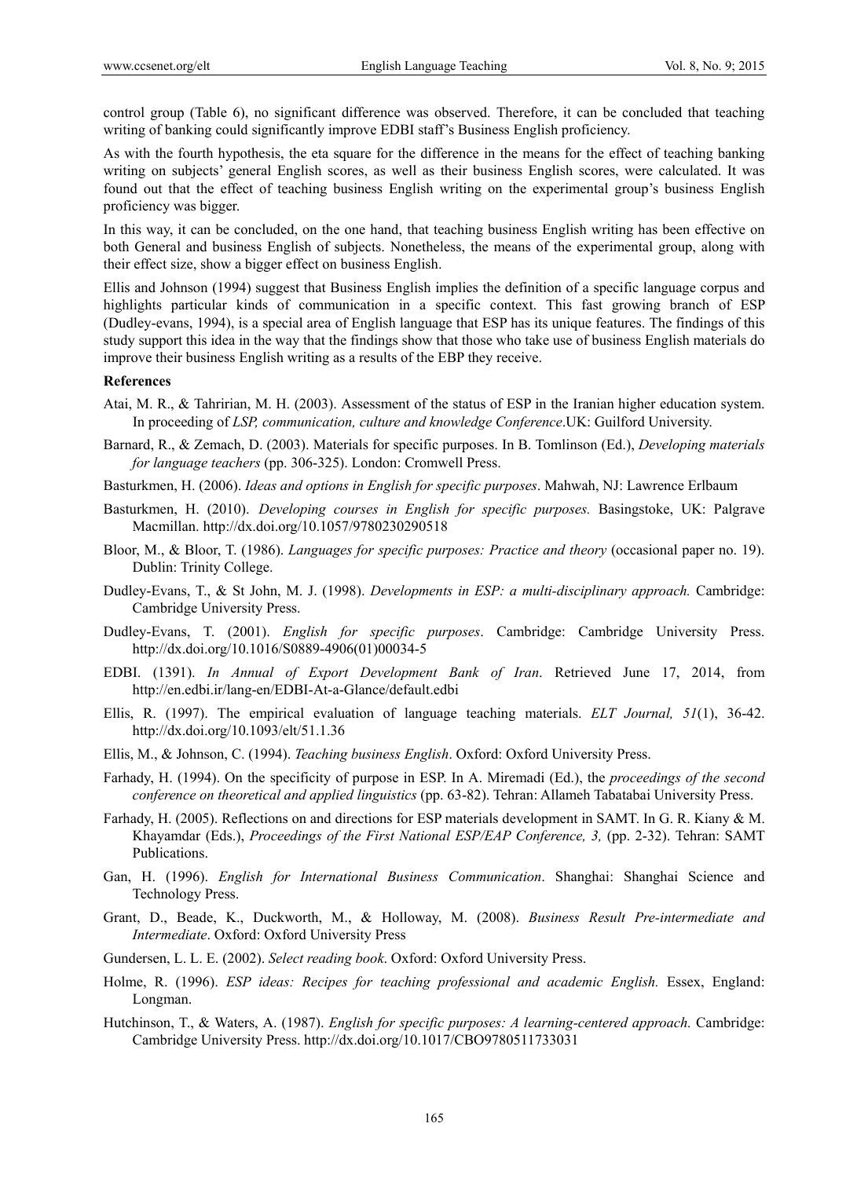control group (Table 6), no significant difference was observed. Therefore, it can be concluded that teaching writing of banking could significantly improve EDBI staff's Business English proficiency.

As with the fourth hypothesis, the eta square for the difference in the means for the effect of teaching banking writing on subjects' general English scores, as well as their business English scores, were calculated. It was found out that the effect of teaching business English writing on the experimental group's business English proficiency was bigger.

In this way, it can be concluded, on the one hand, that teaching business English writing has been effective on both General and business English of subjects. Nonetheless, the means of the experimental group, along with their effect size, show a bigger effect on business English.

Ellis and Johnson (1994) suggest that Business English implies the definition of a specific language corpus and highlights particular kinds of communication in a specific context. This fast growing branch of ESP (Dudley-evans, 1994), is a special area of English language that ESP has its unique features. The findings of this study support this idea in the way that the findings show that those who take use of business English materials do improve their business English writing as a results of the EBP they receive.

**References**

Atai, M. R., & Tahririan, M. H. (2003). Assessment of the status of ESP in the Iranian higher education system. In proceeding of *LSP, communication, culture and knowledge Conference*.UK: Guilford University.

Barnard, R., & Zemach, D. (2003). Materials for specific purposes. In B. Tomlinson (Ed.), *Developing materials for language teachers* (pp. 306-325). London: Cromwell Press.

Basturkmen, H. (2006). *Ideas and options in English for specific purposes*. Mahwah, NJ: Lawrence Erlbaum

Basturkmen, H. (2010). *Developing courses in English for specific purposes.* Basingstoke, UK: Palgrave Macmillan. http://dx.doi.org/10.1057/9780230290518

Bloor, M., & Bloor, T. (1986). *Languages for specific purposes: Practice and theory* (occasional paper no. 19). Dublin: Trinity College.

Dudley-Evans, T., & St John, M. J. (1998). *Developments in ESP: a multi-disciplinary approach.* Cambridge: Cambridge University Press.

Dudley-Evans, T. (2001). *English for specific purposes*. Cambridge: Cambridge University Press. http://dx.doi.org/10.1016/S0889-4906(01)00034-5

EDBI. (1391). *In Annual of Export Development Bank of Iran*. Retrieved June 17, 2014, from http://en.edbi.ir/lang-en/EDBI-At-a-Glance/default.edbi

Ellis, R. (1997). The empirical evaluation of language teaching materials. *ELT Journal, 51*(1), 36-42. http://dx.doi.org/10.1093/elt/51.1.36

Ellis, M., & Johnson, C. (1994). *Teaching business English*. Oxford: Oxford University Press.

Farhady, H. (1994). On the specificity of purpose in ESP. In A. Miremadi (Ed.), the *proceedings of the second conference on theoretical and applied linguistics* (pp. 63-82). Tehran: Allameh Tabatabai University Press.

Farhady, H. (2005). Reflections on and directions for ESP materials development in SAMT. In G. R. Kiany & M. Khayamdar (Eds.), *Proceedings of the First National ESP/EAP Conference, 3,* (pp. 2-32). Tehran: SAMT Publications.

Gan, H. (1996). *English for International Business Communication*. Shanghai: Shanghai Science and Technology Press.

Grant, D., Beade, K., Duckworth, M., & Holloway, M. (2008). *Business Result Pre-intermediate and Intermediate*. Oxford: Oxford University Press

Gundersen, L. L. E. (2002). *Select reading book*. Oxford: Oxford University Press.

Holme, R. (1996). *ESP ideas: Recipes for teaching professional and academic English.* Essex, England: Longman.

Hutchinson, T., & Waters, A. (1987). *English for specific purposes: A learning-centered approach.* Cambridge: Cambridge University Press. http://dx.doi.org/10.1017/CBO9780511733031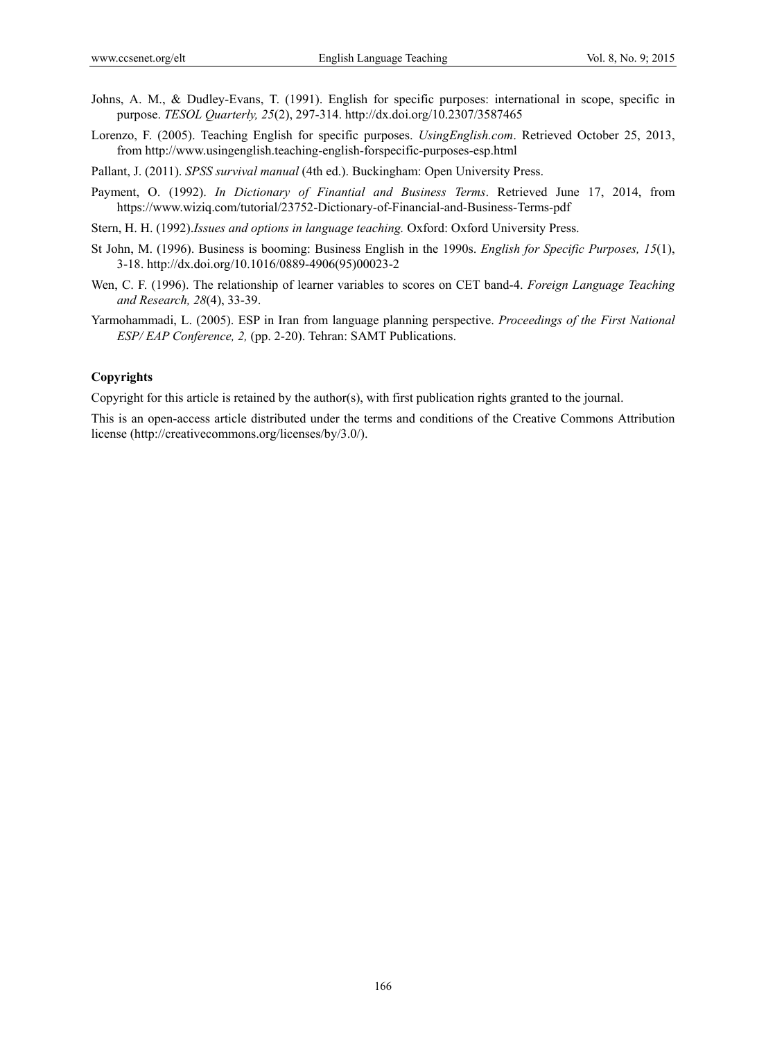Johns, A. M., & Dudley-Evans, T. (1991). English for specific purposes: international in scope, specific in purpose. *TESOL Quarterly, 25*(2), 297-314. http://dx.doi.org/10.2307/3587465

Lorenzo, F. (2005). Teaching English for specific purposes. *UsingEnglish.com*. Retrieved October 25, 2013, from http://www.usingenglish.teaching-english-forspecific-purposes-esp.html

Pallant, J. (2011). *SPSS survival manual* (4th ed.). Buckingham: Open University Press.

Payment, O. (1992). *In Dictionary of Finantial and Business Terms*. Retrieved June 17, 2014, from https://www.wiziq.com/tutorial/23752-Dictionary-of-Financial-and-Business-Terms-pdf

Stern, H. H. (1992).*Issues and options in language teaching.* Oxford: Oxford University Press.

St John, M. (1996). Business is booming: Business English in the 1990s. *English for Specific Purposes, 15*(1), 3-18. http://dx.doi.org/10.1016/0889-4906(95)00023-2

Wen, C. F. (1996). The relationship of learner variables to scores on CET band-4. *Foreign Language Teaching and Research, 28*(4), 33-39.

Yarmohammadi, L. (2005). ESP in Iran from language planning perspective. *Proceedings of the First National ESP/ EAP Conference, 2,* (pp. 2-20). Tehran: SAMT Publications.

**Copyrights**

Copyright for this article is retained by the author(s), with first publication rights granted to the journal.

This is an open-access article distributed under the terms and conditions of the Creative Commons Attribution license (http://creativecommons.org/licenses/by/3.0/).